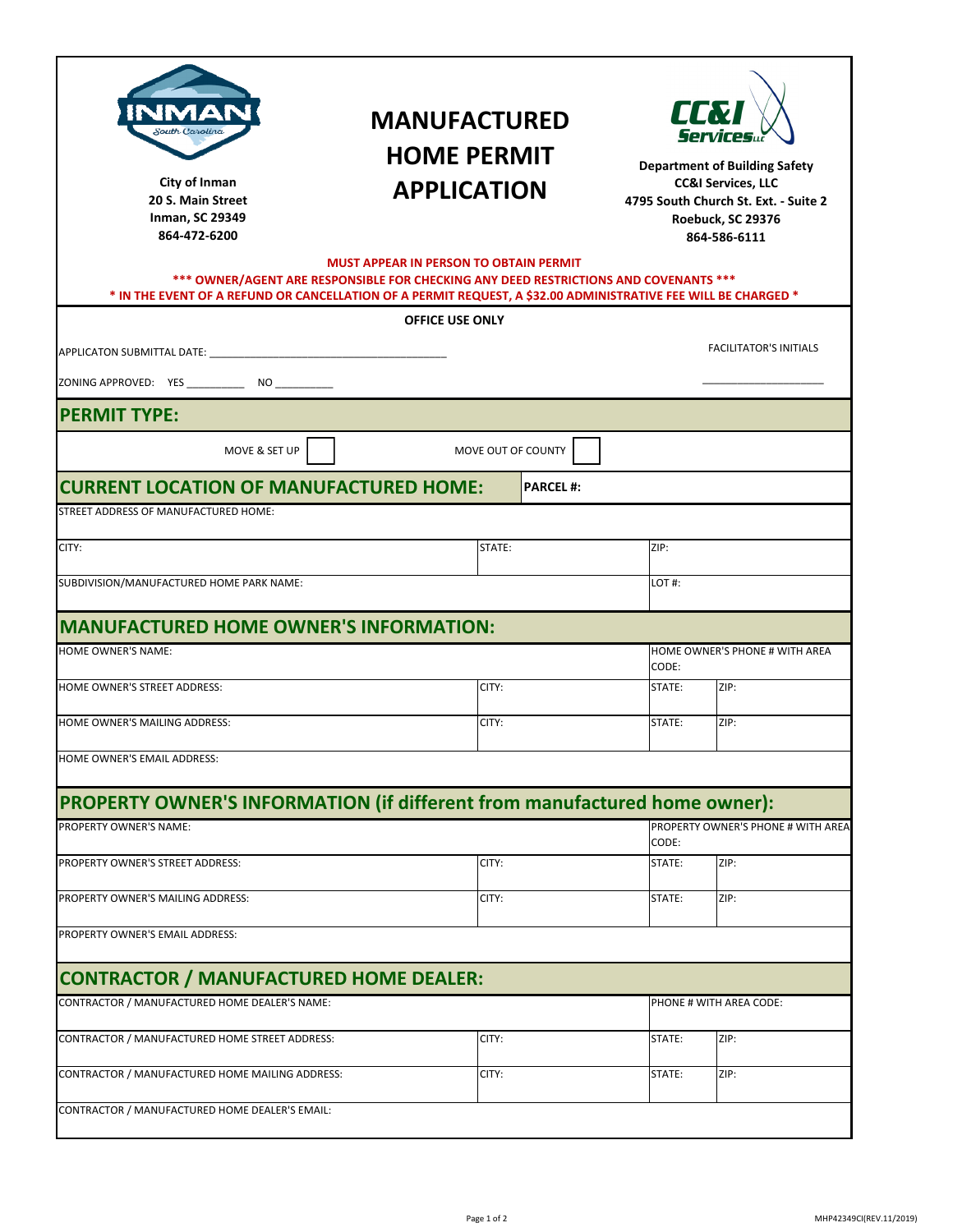City of Inman
20 S. Main Street
Inman, SC 29349
864-472-6200

# MANUFACTURED HOME PERMIT APPLICATION

Department of Building Safety
CC&I Services, LLC
4795 South Church St. Ext. - Suite 2
Roebuck, SC 29376
864-586-6111

**MUST APPEAR IN PERSON TO OBTAIN PERMIT**

**\*\*\* OWNER/AGENT ARE RESPONSIBLE FOR CHECKING ANY DEED RESTRICTIONS AND COVENANTS \*\*\***

**\* IN THE EVENT OF A REFUND OR CANCELLATION OF A PERMIT REQUEST, A $32.00 ADMINISTRATIVE FEE WILL BE CHARGED \***

**OFFICE USE ONLY**

APPLICATON SUBMITTAL DATE: ______________________ FACILITATOR'S INITIALS ______________

ZONING APPROVED: YES __________ NO __________

## PERMIT TYPE:

MOVE & SET UP ☐ MOVE OUT OF COUNTY ☐

## CURRENT LOCATION OF MANUFACTURED HOME: PARCEL #:

| STREET ADDRESS OF MANUFACTURED HOME: | | |
|---|---|---|
| CITY: | STATE: | ZIP: |
| SUBDIVISION/MANUFACTURED HOME PARK NAME: | | LOT #: |

## MANUFACTURED HOME OWNER'S INFORMATION:

| HOME OWNER'S NAME: | | HOME OWNER'S PHONE # WITH AREA CODE: | |
|---|---|---|---|
| HOME OWNER'S STREET ADDRESS: | CITY: | STATE: | ZIP: |
| HOME OWNER'S MAILING ADDRESS: | CITY: | STATE: | ZIP: |
| HOME OWNER'S EMAIL ADDRESS: | | | |

## PROPERTY OWNER'S INFORMATION (if different from manufactured home owner):

| PROPERTY OWNER'S NAME: | | PROPERTY OWNER'S PHONE # WITH AREA CODE: | |
|---|---|---|---|
| PROPERTY OWNER'S STREET ADDRESS: | CITY: | STATE: | ZIP: |
| PROPERTY OWNER'S MAILING ADDRESS: | CITY: | STATE: | ZIP: |
| PROPERTY OWNER'S EMAIL ADDRESS: | | | |

## CONTRACTOR / MANUFACTURED HOME DEALER:

| CONTRACTOR / MANUFACTURED HOME DEALER'S NAME: | | PHONE # WITH AREA CODE: | |
|---|---|---|---|
| CONTRACTOR / MANUFACTURED HOME STREET ADDRESS: | CITY: | STATE: | ZIP: |
| CONTRACTOR / MANUFACTURED HOME MAILING ADDRESS: | CITY: | STATE: | ZIP: |
| CONTRACTOR / MANUFACTURED HOME DEALER'S EMAIL: | | | |

MHP42349CI(REV.11/2019)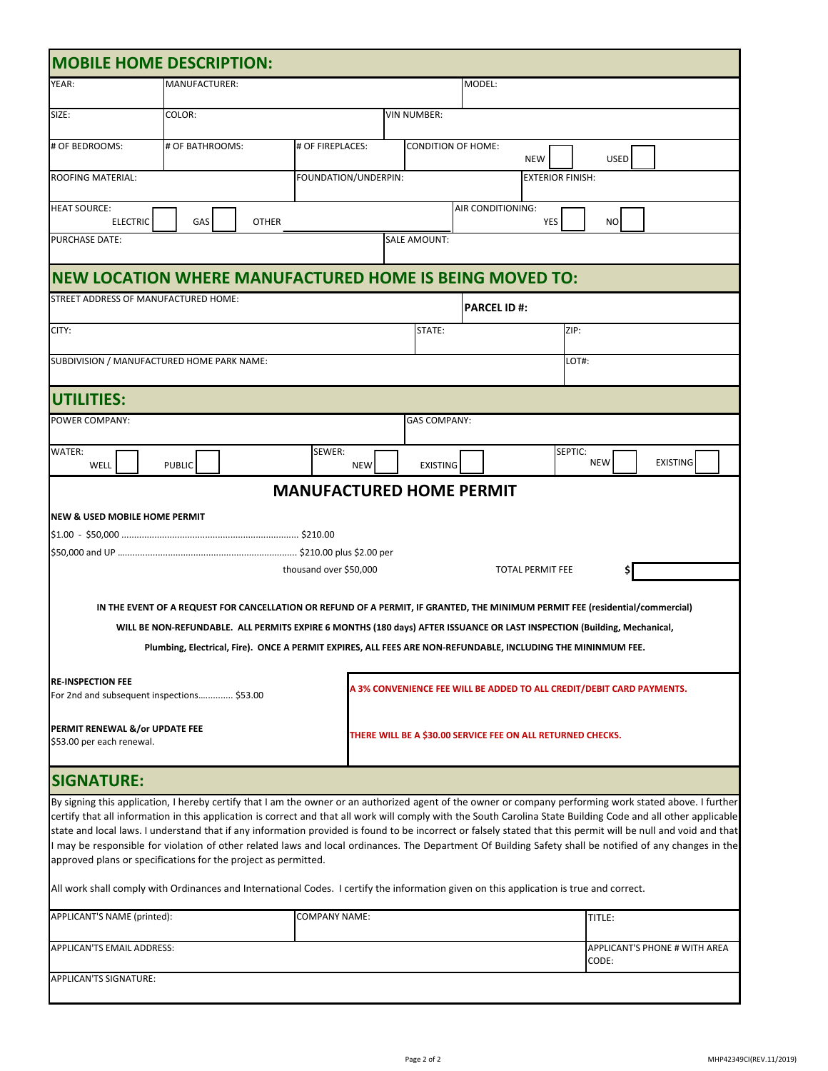## MOBILE HOME DESCRIPTION:

| | | | | |
|---|---|---|---|---|
| YEAR: | MANUFACTURER: | | MODEL: | |
| SIZE: | COLOR: | VIN NUMBER: | | |
| # OF BEDROOMS: | # OF BATHROOMS: | # OF FIREPLACES: | CONDITION OF HOME: NEW ☐ USED ☐ | |
| ROOFING MATERIAL: | | FOUNDATION/UNDERPIN: | EXTERIOR FINISH: | |
| HEAT SOURCE: ELECTRIC ☐ GAS ☐ OTHER ____ | | | AIR CONDITIONING: YES ☐ NO ☐ | |
| PURCHASE DATE: | | SALE AMOUNT: | | |

## NEW LOCATION WHERE MANUFACTURED HOME IS BEING MOVED TO:

| | | |
|---|---|---|
| STREET ADDRESS OF MANUFACTURED HOME: | **PARCEL ID #:** | |
| CITY: | STATE: | ZIP: |
| SUBDIVISION / MANUFACTURED HOME PARK NAME: | | LOT#: |

## UTILITIES:

| | | |
|---|---|---|
| POWER COMPANY: | GAS COMPANY: | |
| WATER: WELL ☐ PUBLIC ☐ | SEWER: NEW ☐ EXISTING ☐ | SEPTIC: NEW ☐ EXISTING ☐ |

## MANUFACTURED HOME PERMIT

**NEW & USED MOBILE HOME PERMIT**

$1.00 - $50,000 ........................................................................ $210.00

$50,000 and UP ........................................................................ $210.00 plus $2.00 per thousand over $50,000

TOTAL PERMIT FEE $ ________

**IN THE EVENT OF A REQUEST FOR CANCELLATION OR REFUND OF A PERMIT, IF GRANTED, THE MINIMUM PERMIT FEE (residential/commercial) WILL BE NON-REFUNDABLE. ALL PERMITS EXPIRE 6 MONTHS (180 days) AFTER ISSUANCE OR LAST INSPECTION (Building, Mechanical, Plumbing, Electrical, Fire). ONCE A PERMIT EXPIRES, ALL FEES ARE NON-REFUNDABLE, INCLUDING THE MININMUM FEE.**

**RE-INSPECTION FEE**
For 2nd and subsequent inspections.............. $53.00

**PERMIT RENEWAL &/or UPDATE FEE**
$53.00 per each renewal.

**A 3% CONVENIENCE FEE WILL BE ADDED TO ALL CREDIT/DEBIT CARD PAYMENTS.**

**THERE WILL BE A $30.00 SERVICE FEE ON ALL RETURNED CHECKS.**

## SIGNATURE:

By signing this application, I hereby certify that I am the owner or an authorized agent of the owner or company performing work stated above. I further certify that all information in this application is correct and that all work will comply with the South Carolina State Building Code and all other applicable state and local laws. I understand that if any information provided is found to be incorrect or falsely stated that this permit will be null and void and that I may be responsible for violation of other related laws and local ordinances. The Department Of Building Safety shall be notified of any changes in the approved plans or specifications for the project as permitted.

All work shall comply with Ordinances and International Codes. I certify the information given on this application is true and correct.

| | | |
|---|---|---|
| APPLICANT'S NAME (printed): | COMPANY NAME: | TITLE: |
| APPLICAN'TS EMAIL ADDRESS: | | APPLICANT'S PHONE # WITH AREA CODE: |
| APPLICAN'TS SIGNATURE: | | |

MHP42349CI(REV.11/2019)